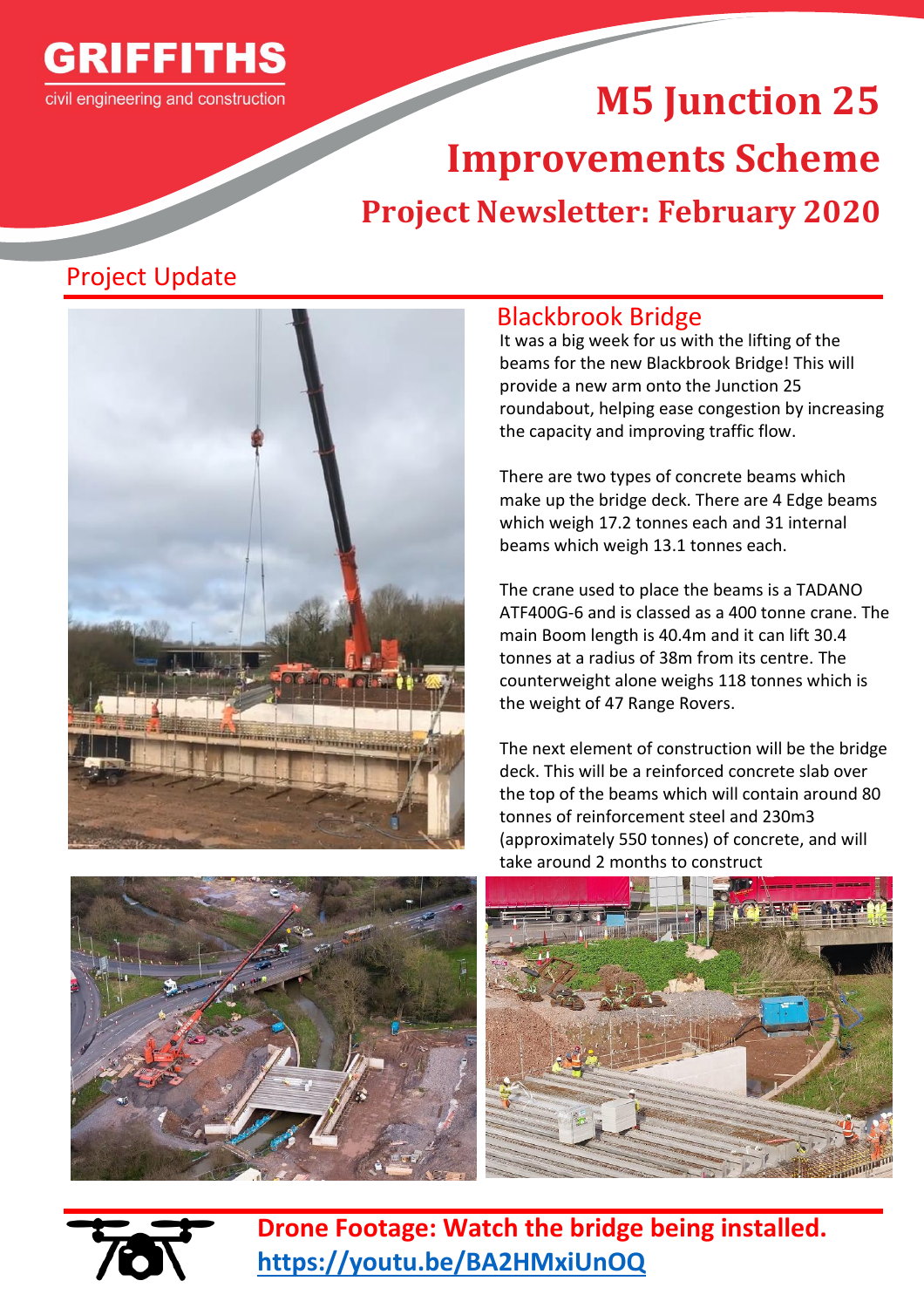GRIFFITHS

civil engineering and construction

# M5 Junction 25 Improvements Scheme

## Project Newsletter: February 2020

## Project Update

### Blackbrook Bridge

It was a big week for us with the lifting of the beams for the new Blackbrook Bridge! This will provide a new arm onto the Junction 25 roundabout, helping ease congestion by increasing the capacity and improving traffic flow.

There are two types of concrete beams which make up the bridge deck. There are 4 Edge beams which weigh 17.2 tonnes each and 31 internal beams which weigh 13.1 tonnes each.

The crane used to place the beams is a TADANO ATF400G-6 and is classed as a 400 tonne crane. The main Boom length is 40.4m and it can lift 30.4 tonnes at a radius of 38m from its centre. The counterweight alone weighs 118 tonnes which is the weight of 47 Range Rovers.

The next element of construction will be the bridge deck. This will be a reinforced concrete slab over the top of the beams which will contain around 80 tonnes of reinforcement steel and 230m3 (approximately 550 tonnes) of concrete, and will take around 2 months to construct

**Drone Footage: Watch the bridge being installed.**
**https://youtu.be/BA2HMxiUnOQ**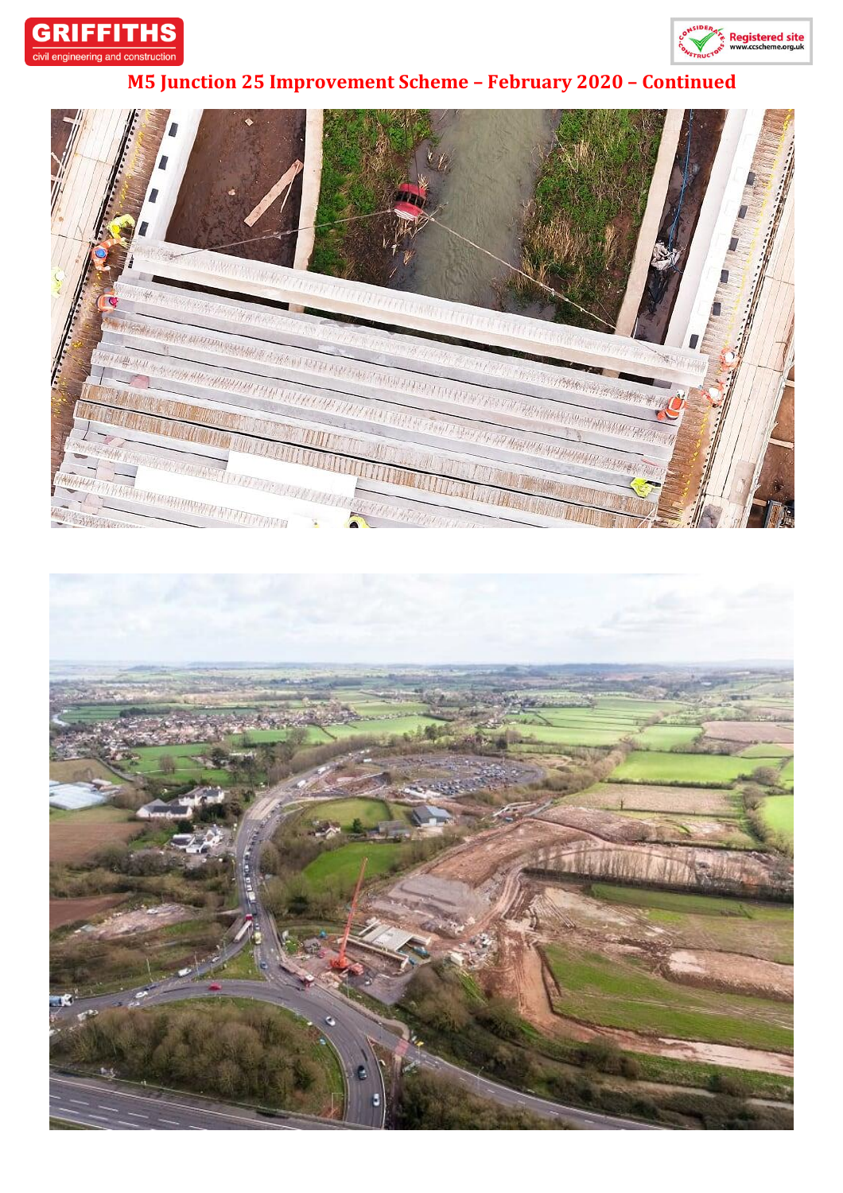# M5 Junction 25 Improvement Scheme – February 2020 – Continued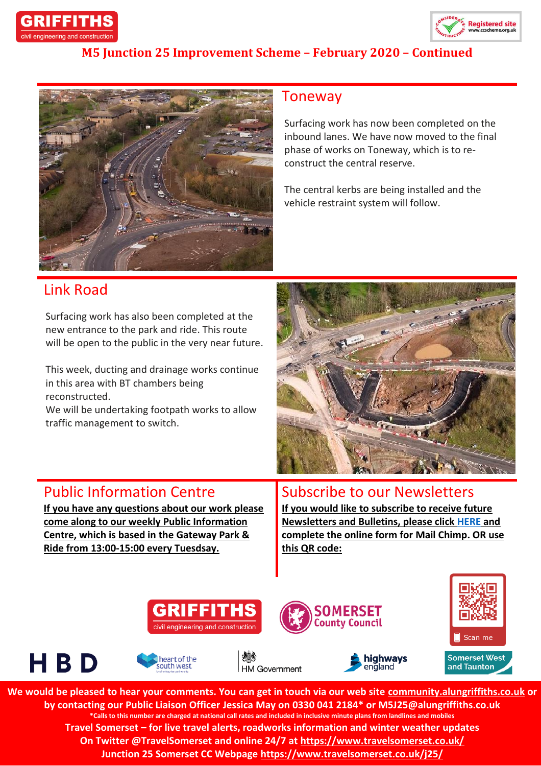## M5 Junction 25 Improvement Scheme – February 2020 – Continued

### Toneway

Surfacing work has now been completed on the inbound lanes. We have now moved to the final phase of works on Toneway, which is to re-construct the central reserve.

The central kerbs are being installed and the vehicle restraint system will follow.

### Link Road

Surfacing work has also been completed at the new entrance to the park and ride. This route will be open to the public in the very near future.

This week, ducting and drainage works continue in this area with BT chambers being reconstructed.
We will be undertaking footpath works to allow traffic management to switch.

### Public Information Centre

**If you have any questions about our work please come along to our weekly Public Information Centre, which is based in the Gateway Park & Ride from 13:00-15:00 every Tuesdsay.**

### Subscribe to our Newsletters

**If you would like to subscribe to receive future Newsletters and Bulletins, please click HERE and complete the online form for Mail Chimp. OR use this QR code:**

Scan me

**We would be pleased to hear your comments. You can get in touch via our web site community.alungriffiths.co.uk or by contacting our Public Liaison Officer Jessica May on 0330 041 2184* or M5J25@alungriffiths.co.uk**

*Calls to this number are charged at national call rates and included in inclusive minute plans from landlines and mobiles

**Travel Somerset – for live travel alerts, roadworks information and winter weather updates**
**On Twitter @TravelSomerset and online 24/7 at https://www.travelsomerset.co.uk/**
**Junction 25 Somerset CC Webpage https://www.travelsomerset.co.uk/j25/**